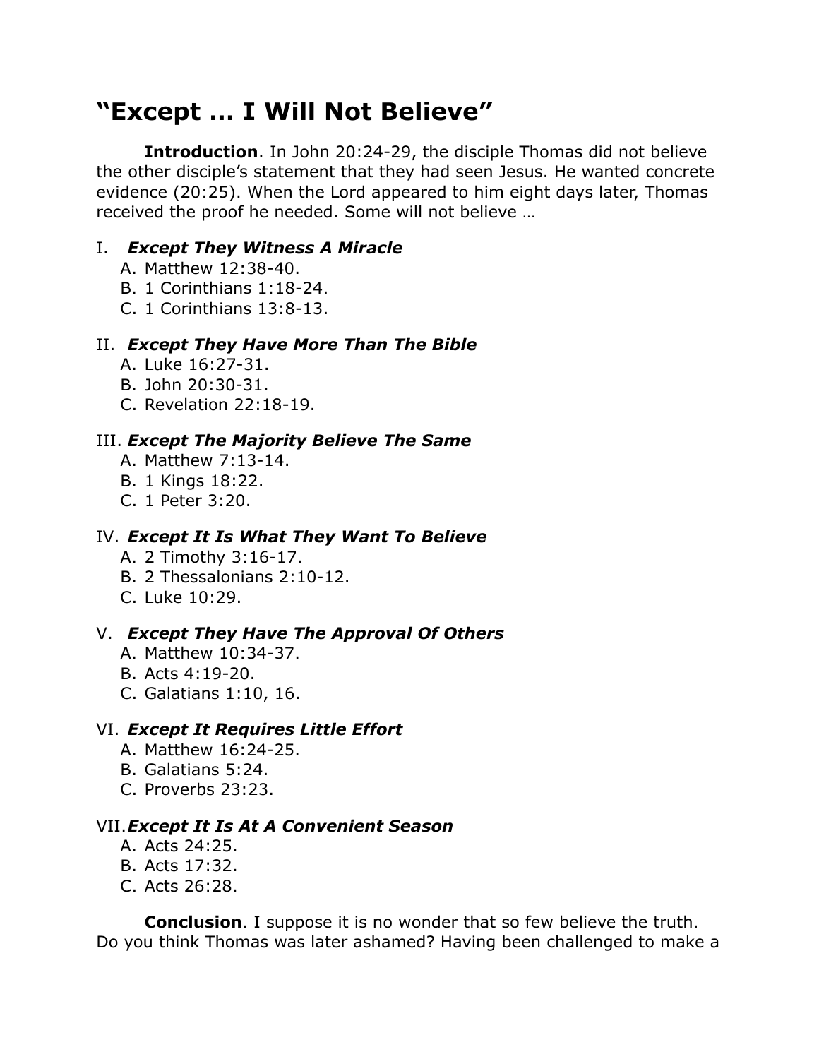# “Except … I Will Not Believe”

**Introduction**. In John 20:24-29, the disciple Thomas did not believe the other disciple’s statement that they had seen Jesus. He wanted concrete evidence (20:25). When the Lord appeared to him eight days later, Thomas received the proof he needed. Some will not believe …

### I. *Except They Witness A Miracle*

A. Matthew 12:38-40.
B. 1 Corinthians 1:18-24.
C. 1 Corinthians 13:8-13.

### II. *Except They Have More Than The Bible*

A. Luke 16:27-31.
B. John 20:30-31.
C. Revelation 22:18-19.

### III. *Except The Majority Believe The Same*

A. Matthew 7:13-14.
B. 1 Kings 18:22.
C. 1 Peter 3:20.

### IV. *Except It Is What They Want To Believe*

A. 2 Timothy 3:16-17.
B. 2 Thessalonians 2:10-12.
C. Luke 10:29.

### V. *Except They Have The Approval Of Others*

A. Matthew 10:34-37.
B. Acts 4:19-20.
C. Galatians 1:10, 16.

### VI. *Except It Requires Little Effort*

A. Matthew 16:24-25.
B. Galatians 5:24.
C. Proverbs 23:23.

### VII. *Except It Is At A Convenient Season*

A. Acts 24:25.
B. Acts 17:32.
C. Acts 26:28.

**Conclusion**. I suppose it is no wonder that so few believe the truth. Do you think Thomas was later ashamed? Having been challenged to make a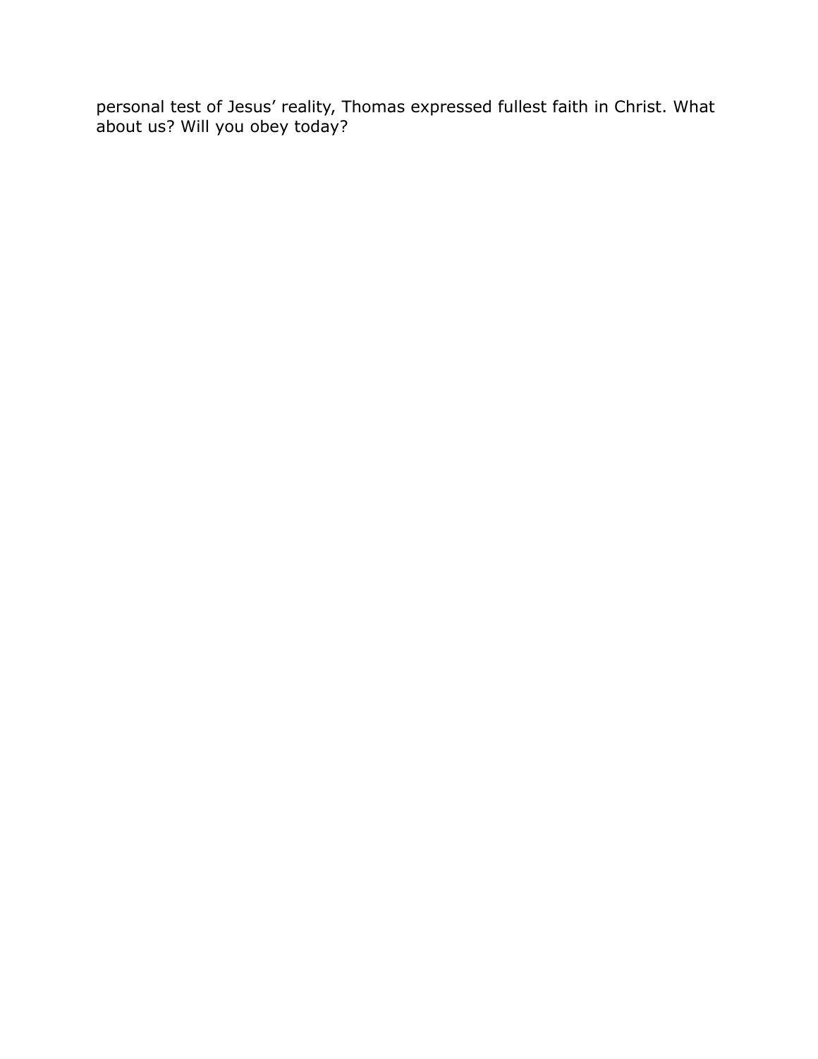personal test of Jesus' reality, Thomas expressed fullest faith in Christ. What about us? Will you obey today?